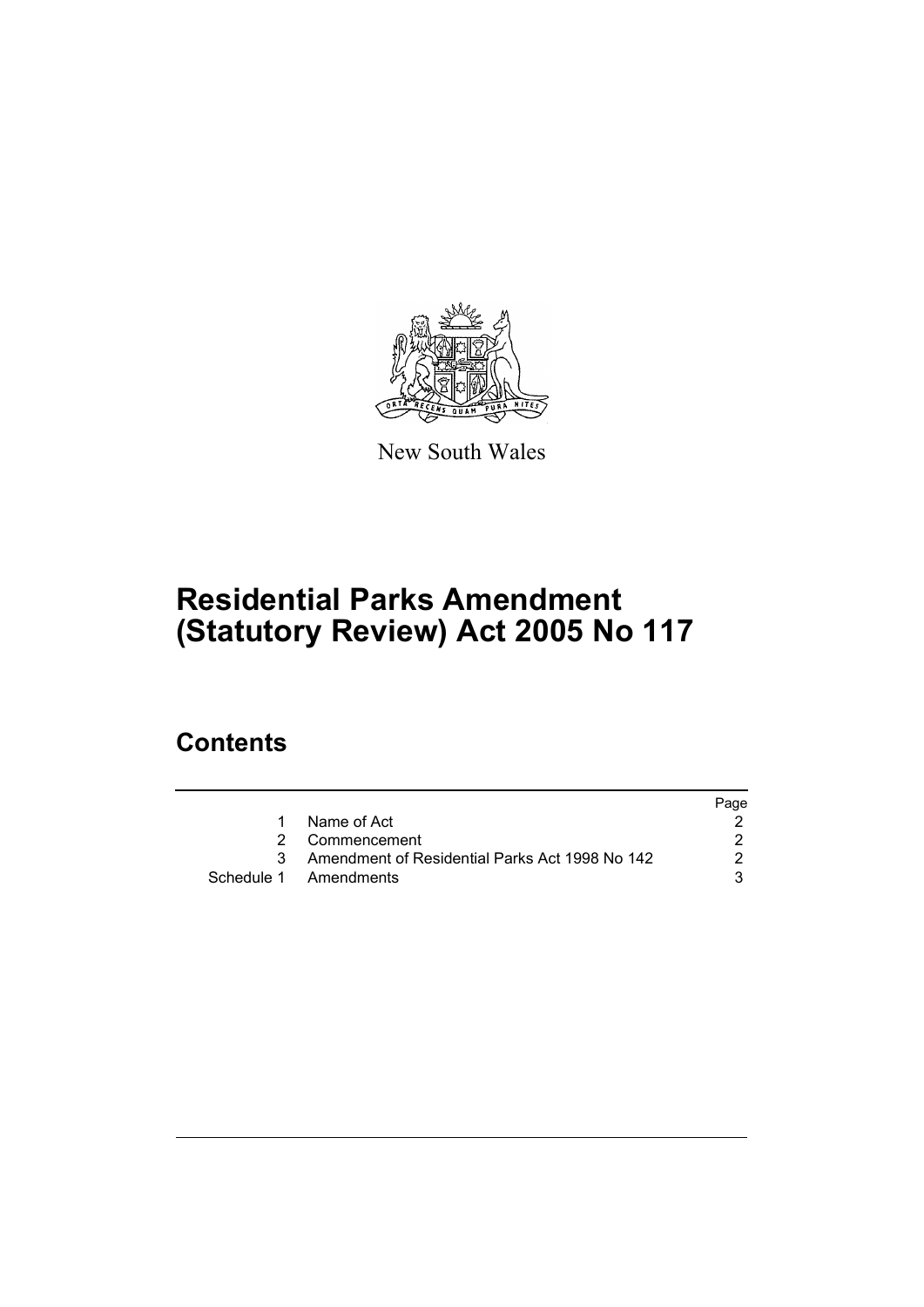New South Wales

# Residential Parks Amendment (Statutory Review) Act 2005 No 117

## Contents

| | | Page |
|---|---|---|
| 1 | Name of Act | 2 |
| 2 | Commencement | 2 |
| 3 | Amendment of Residential Parks Act 1998 No 142 | 2 |
| Schedule 1 | Amendments | 3 |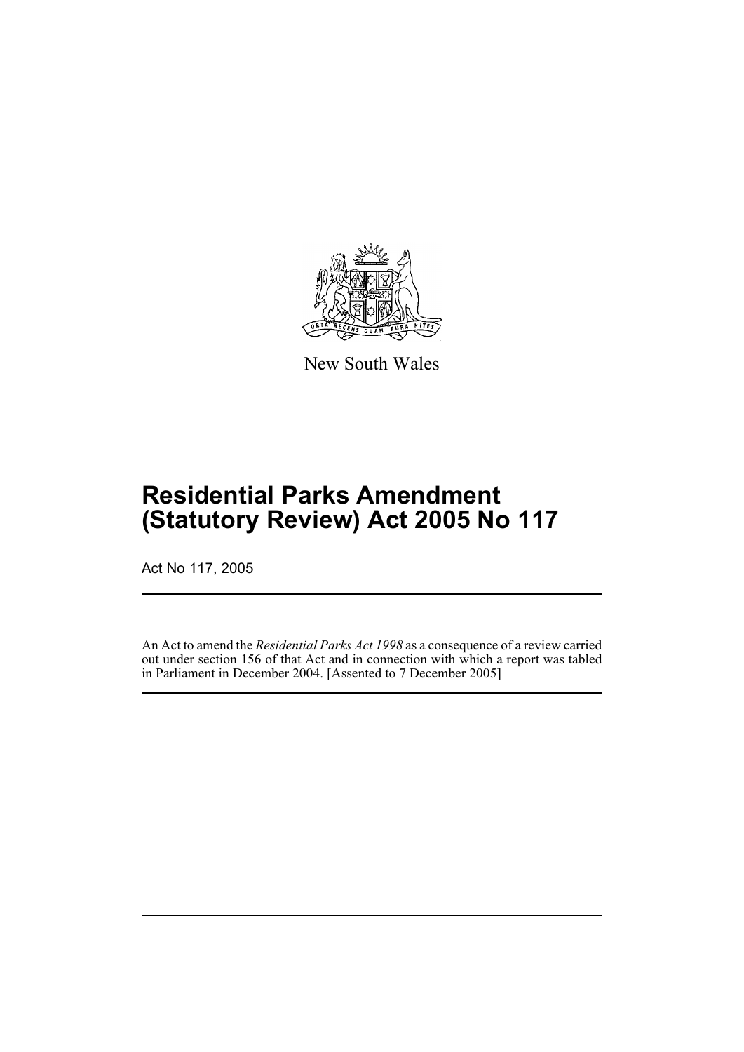New South Wales

# Residential Parks Amendment (Statutory Review) Act 2005 No 117

Act No 117, 2005

An Act to amend the *Residential Parks Act 1998* as a consequence of a review carried out under section 156 of that Act and in connection with which a report was tabled in Parliament in December 2004. [Assented to 7 December 2005]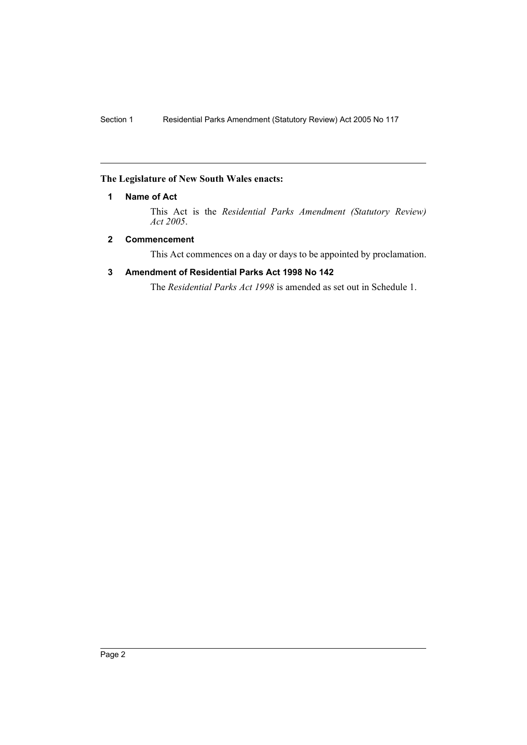**The Legislature of New South Wales enacts:**

### 1 Name of Act

This Act is the *Residential Parks Amendment (Statutory Review) Act 2005*.

### 2 Commencement

This Act commences on a day or days to be appointed by proclamation.

### 3 Amendment of Residential Parks Act 1998 No 142

The *Residential Parks Act 1998* is amended as set out in Schedule 1.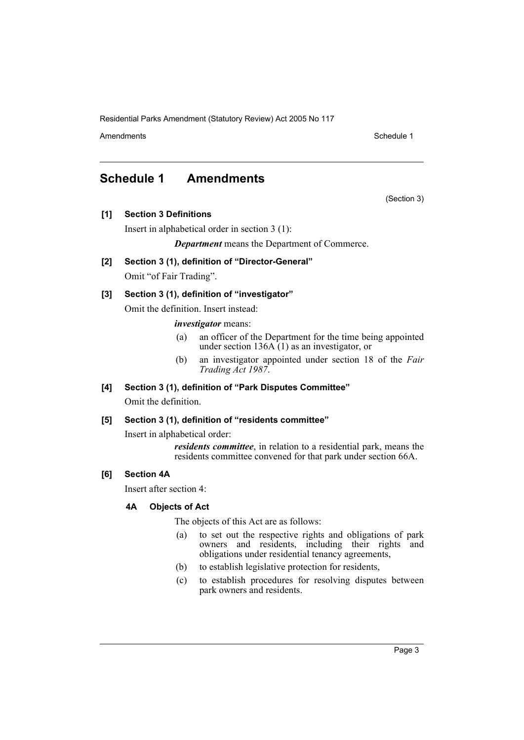## Schedule 1 Amendments

(Section 3)

**[1] Section 3 Definitions**

Insert in alphabetical order in section 3 (1):

***Department*** means the Department of Commerce.

**[2] Section 3 (1), definition of "Director-General"**

Omit "of Fair Trading".

**[3] Section 3 (1), definition of "investigator"**

Omit the definition. Insert instead:

***investigator*** means:

- (a) an officer of the Department for the time being appointed under section 136A (1) as an investigator, or
- (b) an investigator appointed under section 18 of the *Fair Trading Act 1987*.

**[4] Section 3 (1), definition of "Park Disputes Committee"**

Omit the definition.

**[5] Section 3 (1), definition of "residents committee"**

Insert in alphabetical order:

***residents committee***, in relation to a residential park, means the residents committee convened for that park under section 66A.

**[6] Section 4A**

Insert after section 4:

**4A Objects of Act**

The objects of this Act are as follows:

- (a) to set out the respective rights and obligations of park owners and residents, including their rights and obligations under residential tenancy agreements,
- (b) to establish legislative protection for residents,
- (c) to establish procedures for resolving disputes between park owners and residents.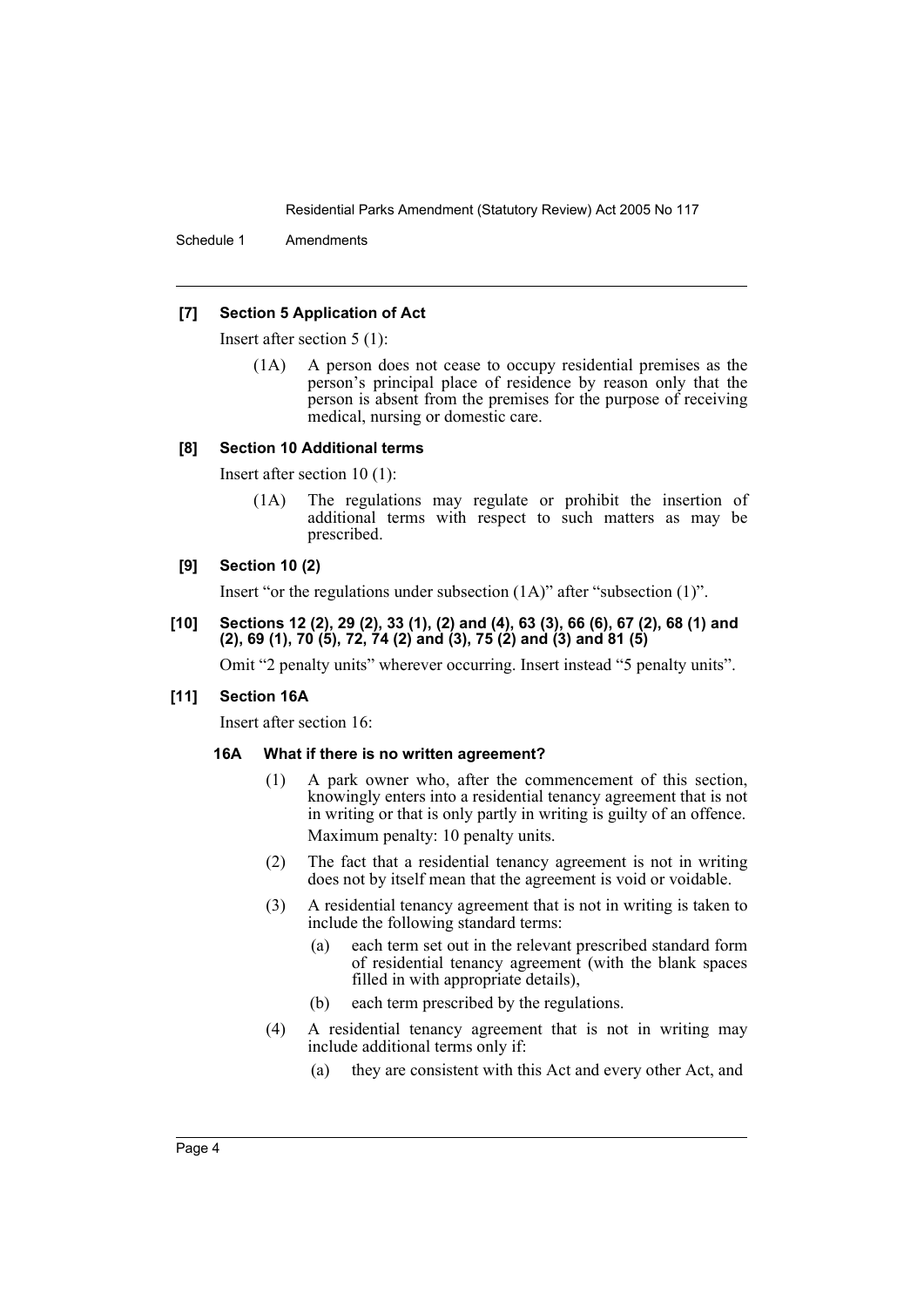**[7] Section 5 Application of Act**

Insert after section 5 (1):

(1A) A person does not cease to occupy residential premises as the person's principal place of residence by reason only that the person is absent from the premises for the purpose of receiving medical, nursing or domestic care.

**[8] Section 10 Additional terms**

Insert after section 10 (1):

(1A) The regulations may regulate or prohibit the insertion of additional terms with respect to such matters as may be prescribed.

**[9] Section 10 (2)**

Insert "or the regulations under subsection (1A)" after "subsection (1)".

**[10] Sections 12 (2), 29 (2), 33 (1), (2) and (4), 63 (3), 66 (6), 67 (2), 68 (1) and (2), 69 (1), 70 (5), 72, 74 (2) and (3), 75 (2) and (3) and 81 (5)**

Omit "2 penalty units" wherever occurring. Insert instead "5 penalty units".

**[11] Section 16A**

Insert after section 16:

**16A What if there is no written agreement?**

(1) A park owner who, after the commencement of this section, knowingly enters into a residential tenancy agreement that is not in writing or that is only partly in writing is guilty of an offence.

Maximum penalty: 10 penalty units.

(2) The fact that a residential tenancy agreement is not in writing does not by itself mean that the agreement is void or voidable.

(3) A residential tenancy agreement that is not in writing is taken to include the following standard terms:

(a) each term set out in the relevant prescribed standard form of residential tenancy agreement (with the blank spaces filled in with appropriate details),

(b) each term prescribed by the regulations.

(4) A residential tenancy agreement that is not in writing may include additional terms only if:

(a) they are consistent with this Act and every other Act, and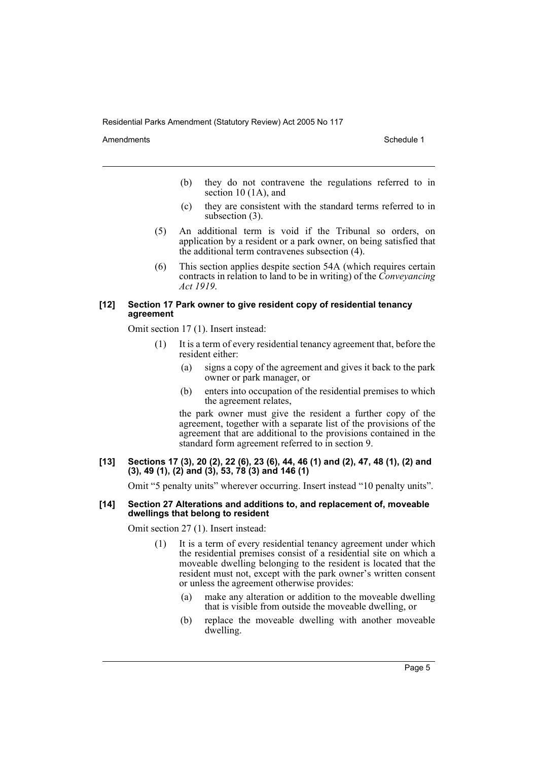(b) they do not contravene the regulations referred to in section 10 (1A), and

(c) they are consistent with the standard terms referred to in subsection (3).

(5) An additional term is void if the Tribunal so orders, on application by a resident or a park owner, on being satisfied that the additional term contravenes subsection (4).

(6) This section applies despite section 54A (which requires certain contracts in relation to land to be in writing) of the *Conveyancing Act 1919*.

#### [12] Section 17 Park owner to give resident copy of residential tenancy agreement

Omit section 17 (1). Insert instead:

(1) It is a term of every residential tenancy agreement that, before the resident either:

(a) signs a copy of the agreement and gives it back to the park owner or park manager, or

(b) enters into occupation of the residential premises to which the agreement relates,

the park owner must give the resident a further copy of the agreement, together with a separate list of the provisions of the agreement that are additional to the provisions contained in the standard form agreement referred to in section 9.

#### [13] Sections 17 (3), 20 (2), 22 (6), 23 (6), 44, 46 (1) and (2), 47, 48 (1), (2) and (3), 49 (1), (2) and (3), 53, 78 (3) and 146 (1)

Omit "5 penalty units" wherever occurring. Insert instead "10 penalty units".

#### [14] Section 27 Alterations and additions to, and replacement of, moveable dwellings that belong to resident

Omit section 27 (1). Insert instead:

(1) It is a term of every residential tenancy agreement under which the residential premises consist of a residential site on which a moveable dwelling belonging to the resident is located that the resident must not, except with the park owner's written consent or unless the agreement otherwise provides:

(a) make any alteration or addition to the moveable dwelling that is visible from outside the moveable dwelling, or

(b) replace the moveable dwelling with another moveable dwelling.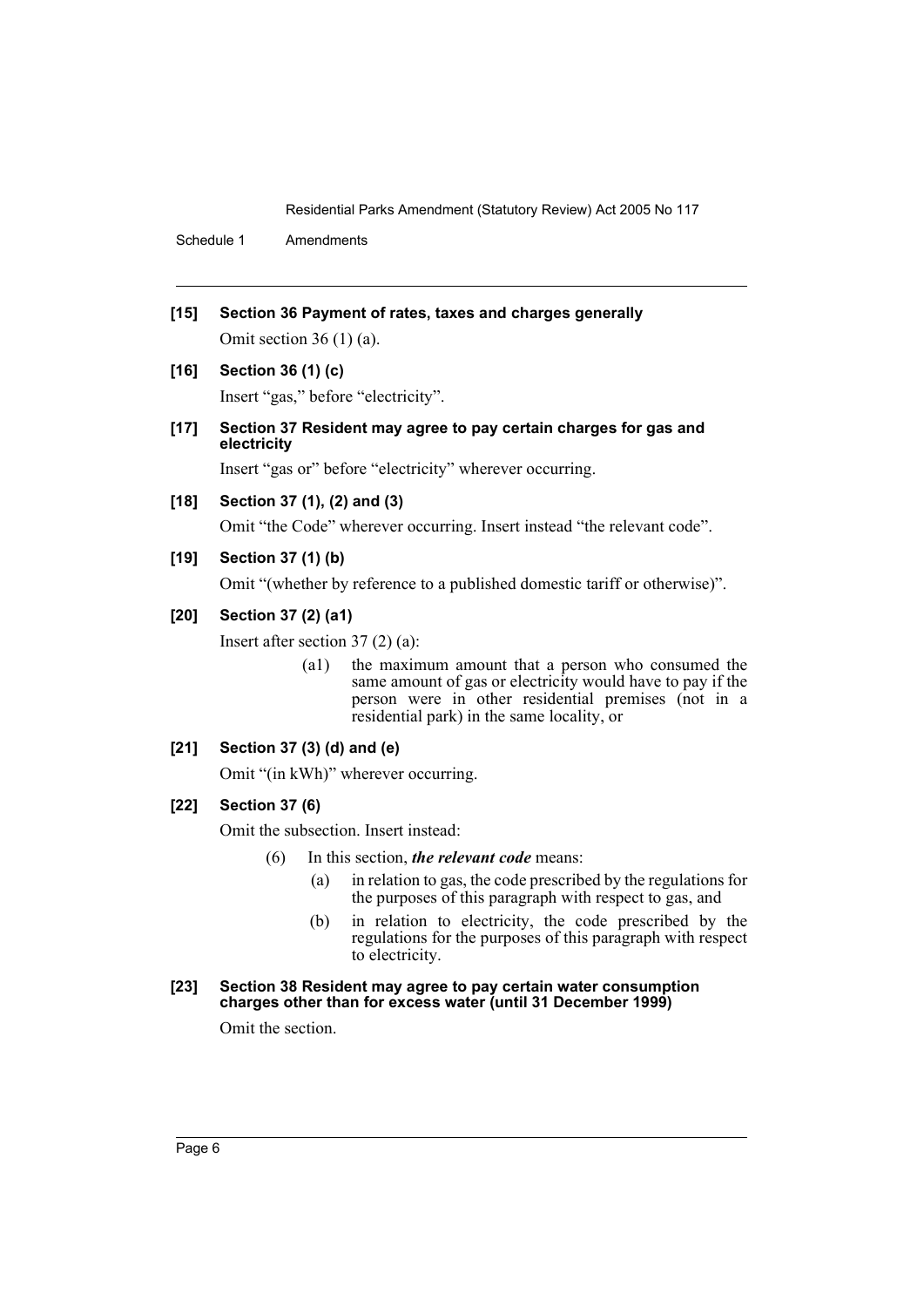**[15] Section 36 Payment of rates, taxes and charges generally**

Omit section 36 (1) (a).

**[16] Section 36 (1) (c)**

Insert "gas," before "electricity".

**[17] Section 37 Resident may agree to pay certain charges for gas and electricity**

Insert "gas or" before "electricity" wherever occurring.

**[18] Section 37 (1), (2) and (3)**

Omit "the Code" wherever occurring. Insert instead "the relevant code".

**[19] Section 37 (1) (b)**

Omit "(whether by reference to a published domestic tariff or otherwise)".

**[20] Section 37 (2) (a1)**

Insert after section 37 (2) (a):

> (a1) the maximum amount that a person who consumed the same amount of gas or electricity would have to pay if the person were in other residential premises (not in a residential park) in the same locality, or

**[21] Section 37 (3) (d) and (e)**

Omit "(in kWh)" wherever occurring.

**[22] Section 37 (6)**

Omit the subsection. Insert instead:

> (6) In this section, ***the relevant code*** means:
>
> (a) in relation to gas, the code prescribed by the regulations for the purposes of this paragraph with respect to gas, and
>
> (b) in relation to electricity, the code prescribed by the regulations for the purposes of this paragraph with respect to electricity.

**[23] Section 38 Resident may agree to pay certain water consumption charges other than for excess water (until 31 December 1999)**

Omit the section.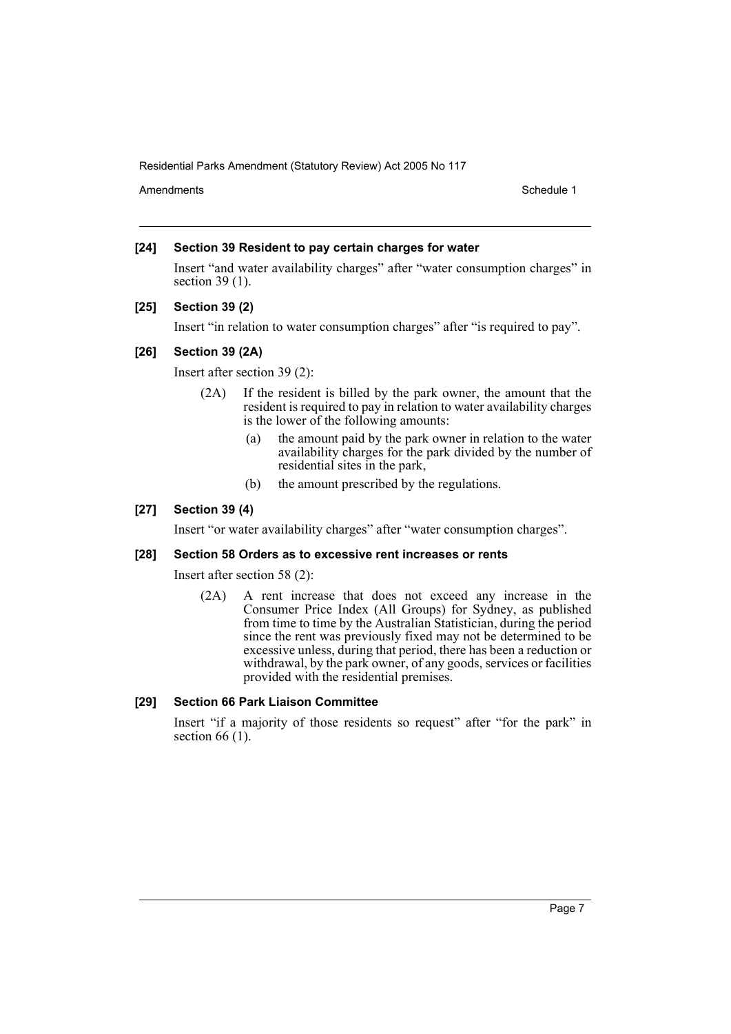### [24] Section 39 Resident to pay certain charges for water

Insert "and water availability charges" after "water consumption charges" in section 39 (1).

### [25] Section 39 (2)

Insert "in relation to water consumption charges" after "is required to pay".

### [26] Section 39 (2A)

Insert after section 39 (2):

> (2A) If the resident is billed by the park owner, the amount that the resident is required to pay in relation to water availability charges is the lower of the following amounts:
>
> (a) the amount paid by the park owner in relation to the water availability charges for the park divided by the number of residential sites in the park,
>
> (b) the amount prescribed by the regulations.

### [27] Section 39 (4)

Insert "or water availability charges" after "water consumption charges".

### [28] Section 58 Orders as to excessive rent increases or rents

Insert after section 58 (2):

> (2A) A rent increase that does not exceed any increase in the Consumer Price Index (All Groups) for Sydney, as published from time to time by the Australian Statistician, during the period since the rent was previously fixed may not be determined to be excessive unless, during that period, there has been a reduction or withdrawal, by the park owner, of any goods, services or facilities provided with the residential premises.

### [29] Section 66 Park Liaison Committee

Insert "if a majority of those residents so request" after "for the park" in section 66 (1).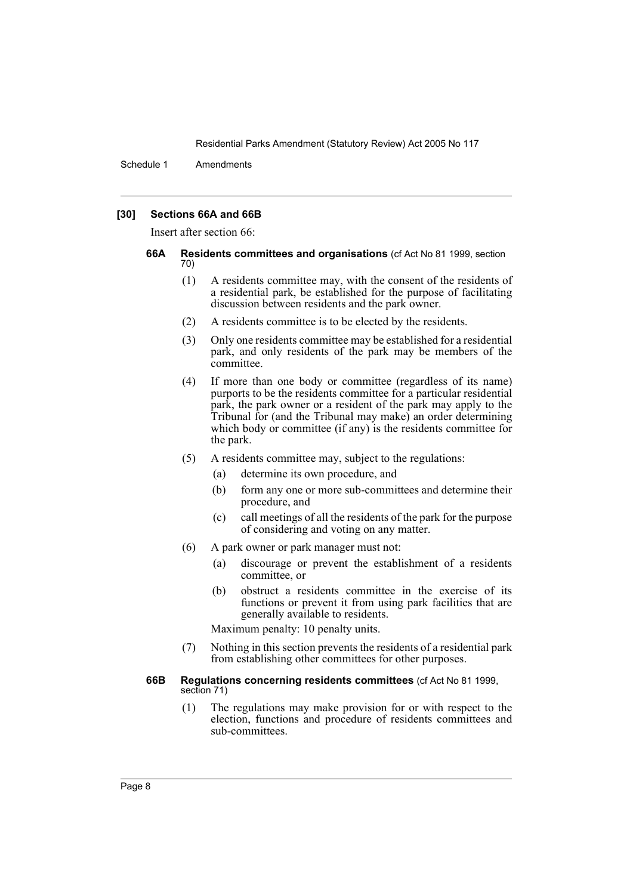### [30] Sections 66A and 66B

Insert after section 66:

#### 66A Residents committees and organisations (cf Act No 81 1999, section 70)

(1) A residents committee may, with the consent of the residents of a residential park, be established for the purpose of facilitating discussion between residents and the park owner.

(2) A residents committee is to be elected by the residents.

(3) Only one residents committee may be established for a residential park, and only residents of the park may be members of the committee.

(4) If more than one body or committee (regardless of its name) purports to be the residents committee for a particular residential park, the park owner or a resident of the park may apply to the Tribunal for (and the Tribunal may make) an order determining which body or committee (if any) is the residents committee for the park.

(5) A residents committee may, subject to the regulations:

- (a) determine its own procedure, and
- (b) form any one or more sub-committees and determine their procedure, and
- (c) call meetings of all the residents of the park for the purpose of considering and voting on any matter.

(6) A park owner or park manager must not:

- (a) discourage or prevent the establishment of a residents committee, or
- (b) obstruct a residents committee in the exercise of its functions or prevent it from using park facilities that are generally available to residents.

Maximum penalty: 10 penalty units.

(7) Nothing in this section prevents the residents of a residential park from establishing other committees for other purposes.

#### 66B Regulations concerning residents committees (cf Act No 81 1999, section 71)

(1) The regulations may make provision for or with respect to the election, functions and procedure of residents committees and sub-committees.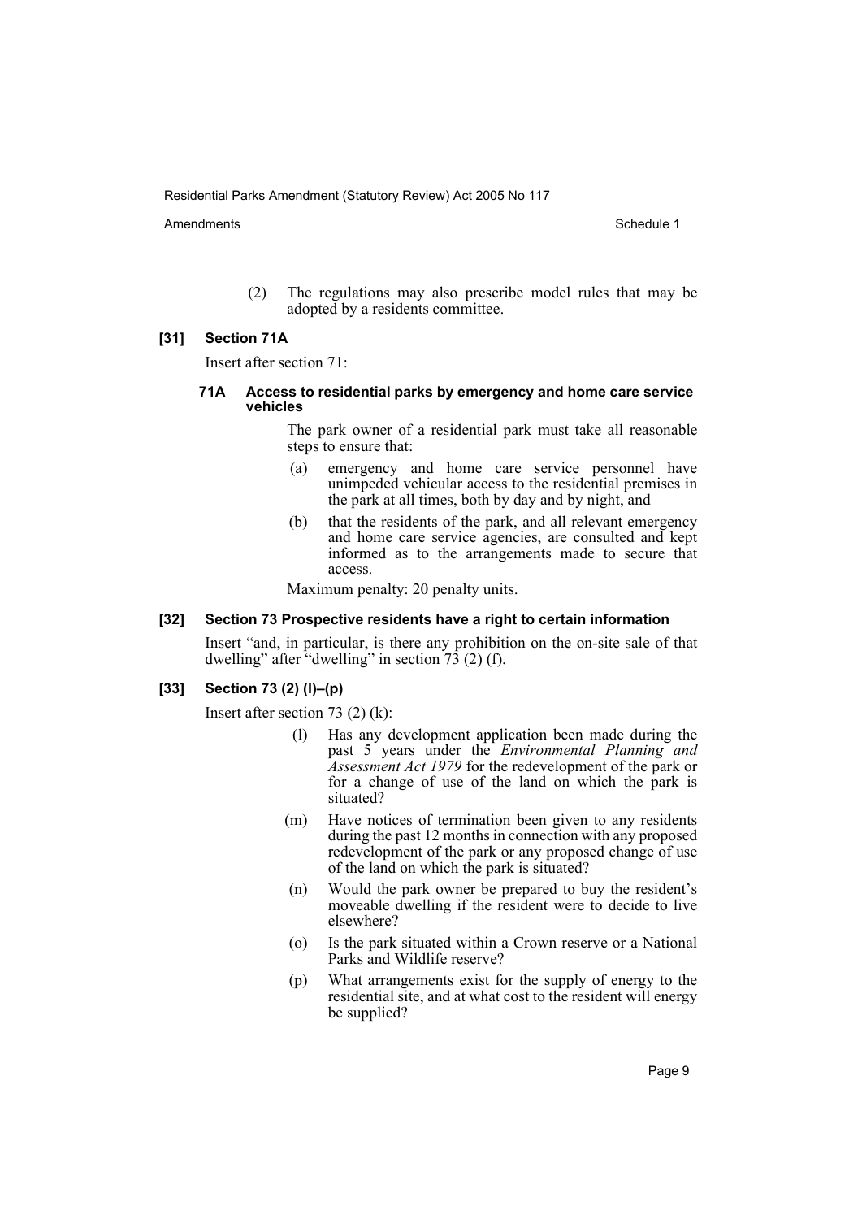(2) The regulations may also prescribe model rules that may be adopted by a residents committee.

### [31] Section 71A

Insert after section 71:

#### 71A Access to residential parks by emergency and home care service vehicles

The park owner of a residential park must take all reasonable steps to ensure that:

(a) emergency and home care service personnel have unimpeded vehicular access to the residential premises in the park at all times, both by day and by night, and

(b) that the residents of the park, and all relevant emergency and home care service agencies, are consulted and kept informed as to the arrangements made to secure that access.

Maximum penalty: 20 penalty units.

### [32] Section 73 Prospective residents have a right to certain information

Insert "and, in particular, is there any prohibition on the on-site sale of that dwelling" after "dwelling" in section 73 (2) (f).

### [33] Section 73 (2) (l)–(p)

Insert after section 73 (2) (k):

(l) Has any development application been made during the past 5 years under the *Environmental Planning and Assessment Act 1979* for the redevelopment of the park or for a change of use of the land on which the park is situated?

(m) Have notices of termination been given to any residents during the past 12 months in connection with any proposed redevelopment of the park or any proposed change of use of the land on which the park is situated?

(n) Would the park owner be prepared to buy the resident's moveable dwelling if the resident were to decide to live elsewhere?

(o) Is the park situated within a Crown reserve or a National Parks and Wildlife reserve?

(p) What arrangements exist for the supply of energy to the residential site, and at what cost to the resident will energy be supplied?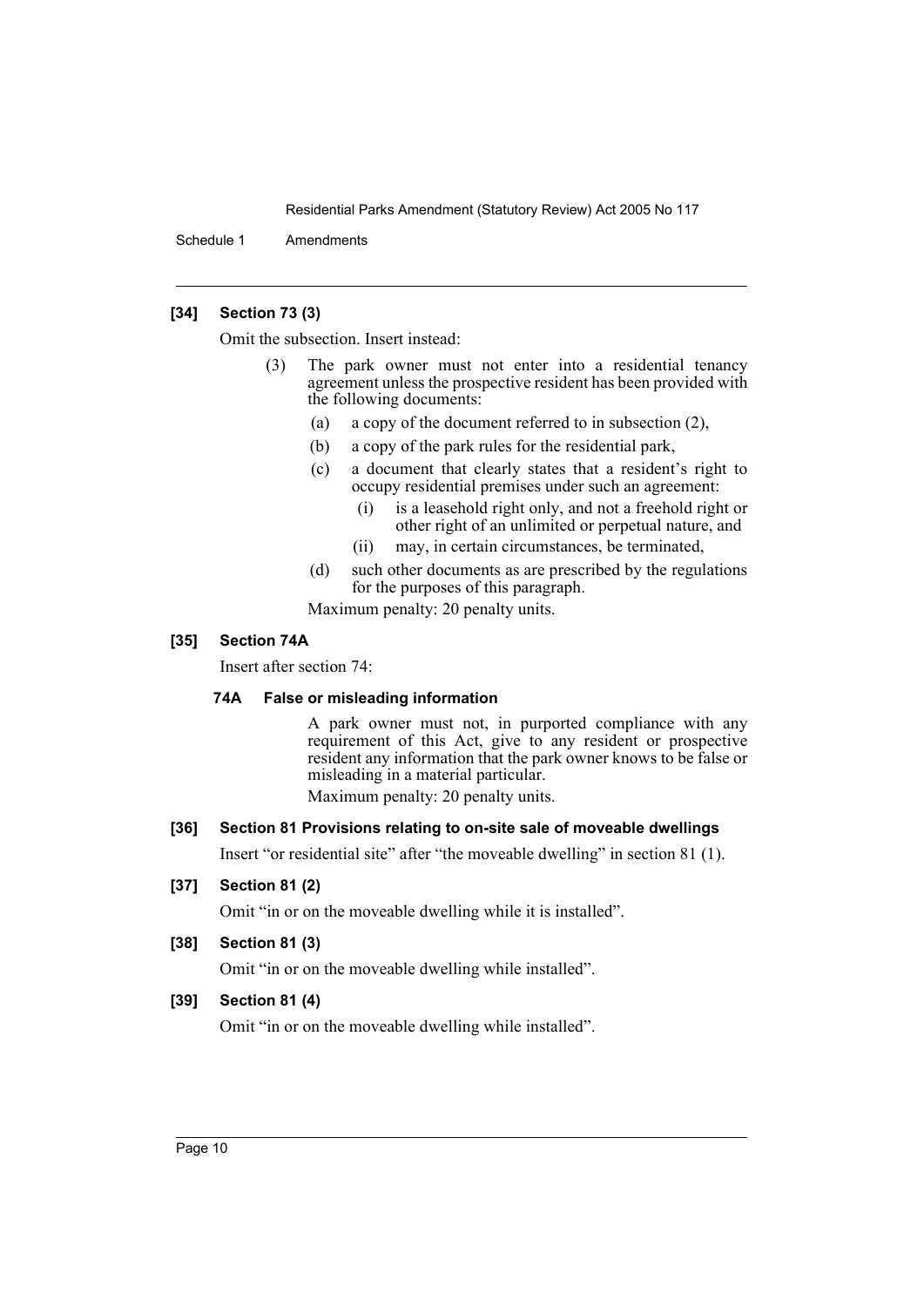**[34] Section 73 (3)**

Omit the subsection. Insert instead:

> (3) The park owner must not enter into a residential tenancy agreement unless the prospective resident has been provided with the following documents:
>
> (a) a copy of the document referred to in subsection (2),
>
> (b) a copy of the park rules for the residential park,
>
> (c) a document that clearly states that a resident's right to occupy residential premises under such an agreement:
>
> (i) is a leasehold right only, and not a freehold right or other right of an unlimited or perpetual nature, and
>
> (ii) may, in certain circumstances, be terminated,
>
> (d) such other documents as are prescribed by the regulations for the purposes of this paragraph.
>
> Maximum penalty: 20 penalty units.

**[35] Section 74A**

Insert after section 74:

> **74A False or misleading information**
>
> A park owner must not, in purported compliance with any requirement of this Act, give to any resident or prospective resident any information that the park owner knows to be false or misleading in a material particular.
>
> Maximum penalty: 20 penalty units.

**[36] Section 81 Provisions relating to on-site sale of moveable dwellings**

Insert "or residential site" after "the moveable dwelling" in section 81 (1).

**[37] Section 81 (2)**

Omit "in or on the moveable dwelling while it is installed".

**[38] Section 81 (3)**

Omit "in or on the moveable dwelling while installed".

**[39] Section 81 (4)**

Omit "in or on the moveable dwelling while installed".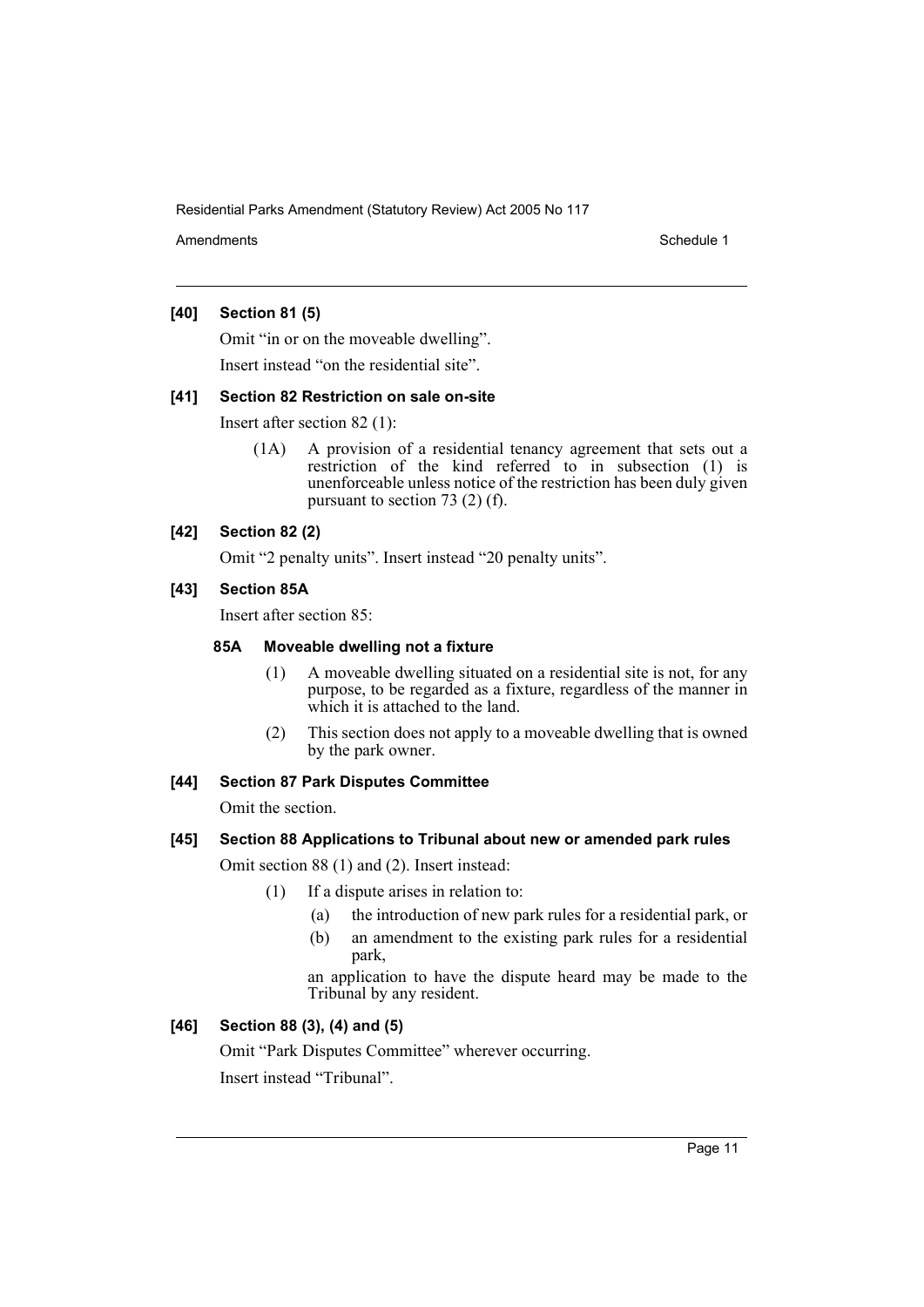### [40] Section 81 (5)

Omit "in or on the moveable dwelling".

Insert instead "on the residential site".

### [41] Section 82 Restriction on sale on-site

Insert after section 82 (1):

> (1A) A provision of a residential tenancy agreement that sets out a restriction of the kind referred to in subsection (1) is unenforceable unless notice of the restriction has been duly given pursuant to section 73 (2) (f).

### [42] Section 82 (2)

Omit "2 penalty units". Insert instead "20 penalty units".

### [43] Section 85A

Insert after section 85:

#### 85A Moveable dwelling not a fixture

> (1) A moveable dwelling situated on a residential site is not, for any purpose, to be regarded as a fixture, regardless of the manner in which it is attached to the land.
>
> (2) This section does not apply to a moveable dwelling that is owned by the park owner.

### [44] Section 87 Park Disputes Committee

Omit the section.

### [45] Section 88 Applications to Tribunal about new or amended park rules

Omit section 88 (1) and (2). Insert instead:

> (1) If a dispute arises in relation to:
>
> (a) the introduction of new park rules for a residential park, or
>
> (b) an amendment to the existing park rules for a residential park,
>
> an application to have the dispute heard may be made to the Tribunal by any resident.

### [46] Section 88 (3), (4) and (5)

Omit "Park Disputes Committee" wherever occurring.

Insert instead "Tribunal".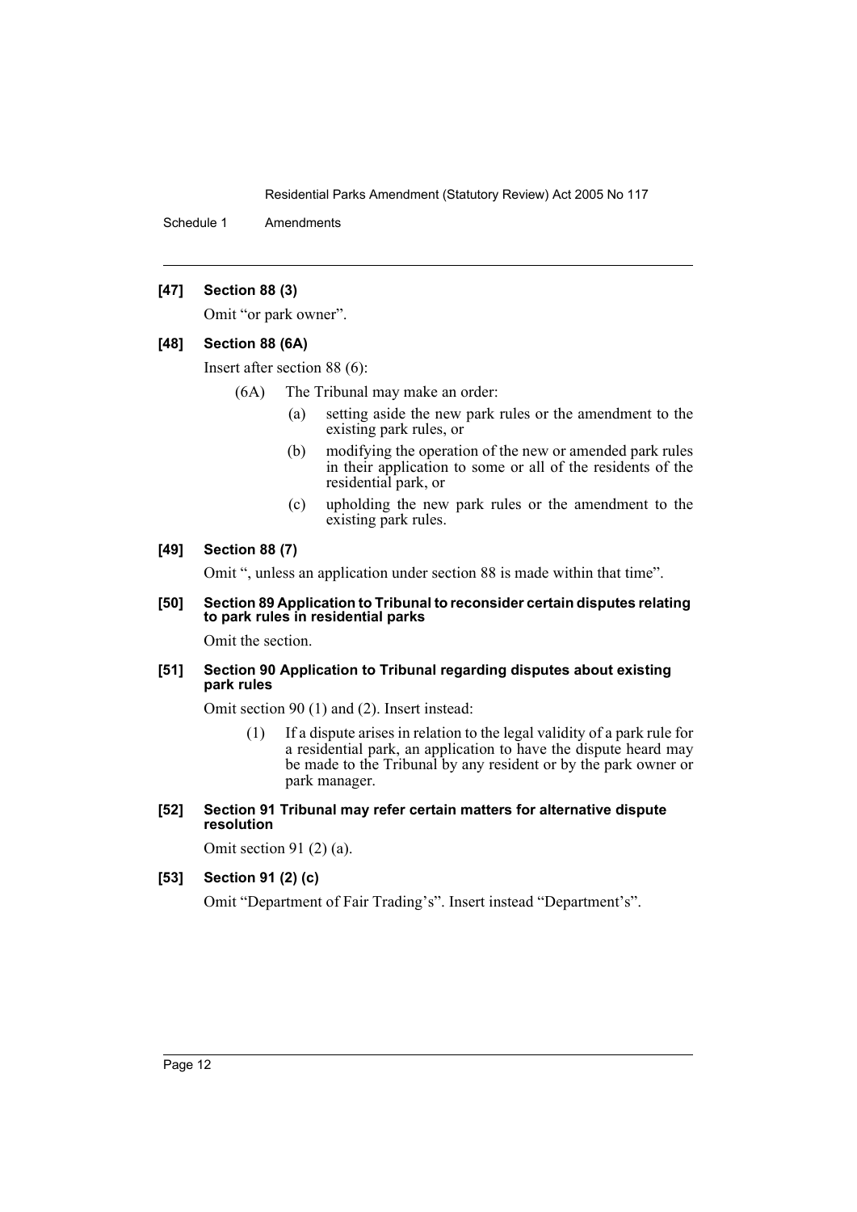**[47] Section 88 (3)**

Omit "or park owner".

**[48] Section 88 (6A)**

Insert after section 88 (6):

(6A) The Tribunal may make an order:

- (a) setting aside the new park rules or the amendment to the existing park rules, or
- (b) modifying the operation of the new or amended park rules in their application to some or all of the residents of the residential park, or
- (c) upholding the new park rules or the amendment to the existing park rules.

**[49] Section 88 (7)**

Omit ", unless an application under section 88 is made within that time".

**[50] Section 89 Application to Tribunal to reconsider certain disputes relating to park rules in residential parks**

Omit the section.

**[51] Section 90 Application to Tribunal regarding disputes about existing park rules**

Omit section 90 (1) and (2). Insert instead:

(1) If a dispute arises in relation to the legal validity of a park rule for a residential park, an application to have the dispute heard may be made to the Tribunal by any resident or by the park owner or park manager.

**[52] Section 91 Tribunal may refer certain matters for alternative dispute resolution**

Omit section 91 (2) (a).

**[53] Section 91 (2) (c)**

Omit "Department of Fair Trading's". Insert instead "Department's".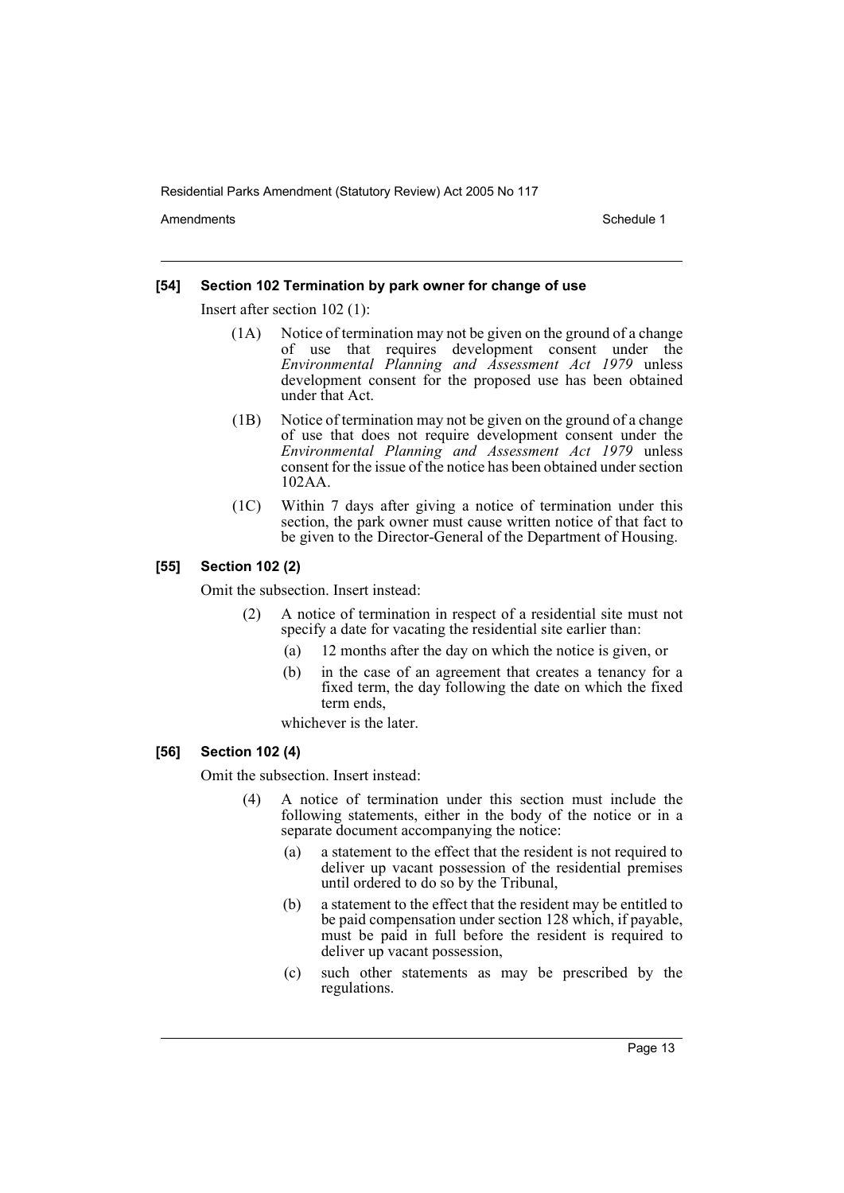### [54] Section 102 Termination by park owner for change of use

Insert after section 102 (1):

(1A) Notice of termination may not be given on the ground of a change of use that requires development consent under the *Environmental Planning and Assessment Act 1979* unless development consent for the proposed use has been obtained under that Act.

(1B) Notice of termination may not be given on the ground of a change of use that does not require development consent under the *Environmental Planning and Assessment Act 1979* unless consent for the issue of the notice has been obtained under section 102AA.

(1C) Within 7 days after giving a notice of termination under this section, the park owner must cause written notice of that fact to be given to the Director-General of the Department of Housing.

### [55] Section 102 (2)

Omit the subsection. Insert instead:

(2) A notice of termination in respect of a residential site must not specify a date for vacating the residential site earlier than:

(a) 12 months after the day on which the notice is given, or

(b) in the case of an agreement that creates a tenancy for a fixed term, the day following the date on which the fixed term ends,

whichever is the later.

### [56] Section 102 (4)

Omit the subsection. Insert instead:

(4) A notice of termination under this section must include the following statements, either in the body of the notice or in a separate document accompanying the notice:

(a) a statement to the effect that the resident is not required to deliver up vacant possession of the residential premises until ordered to do so by the Tribunal,

(b) a statement to the effect that the resident may be entitled to be paid compensation under section 128 which, if payable, must be paid in full before the resident is required to deliver up vacant possession,

(c) such other statements as may be prescribed by the regulations.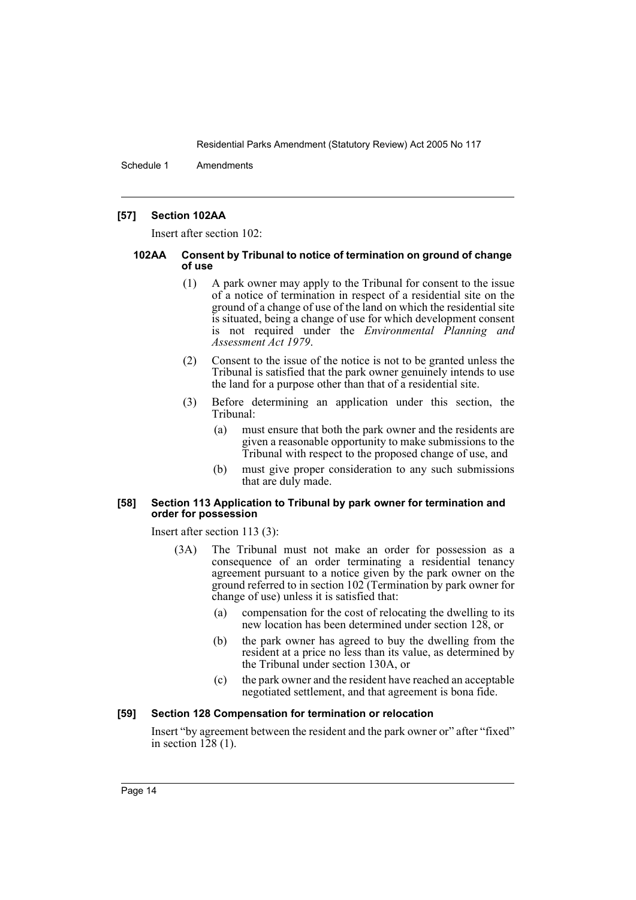### [57] Section 102AA

Insert after section 102:

#### 102AA Consent by Tribunal to notice of termination on ground of change of use

(1) A park owner may apply to the Tribunal for consent to the issue of a notice of termination in respect of a residential site on the ground of a change of use of the land on which the residential site is situated, being a change of use for which development consent is not required under the *Environmental Planning and Assessment Act 1979*.

(2) Consent to the issue of the notice is not to be granted unless the Tribunal is satisfied that the park owner genuinely intends to use the land for a purpose other than that of a residential site.

(3) Before determining an application under this section, the Tribunal:

- (a) must ensure that both the park owner and the residents are given a reasonable opportunity to make submissions to the Tribunal with respect to the proposed change of use, and
- (b) must give proper consideration to any such submissions that are duly made.

### [58] Section 113 Application to Tribunal by park owner for termination and order for possession

Insert after section 113 (3):

(3A) The Tribunal must not make an order for possession as a consequence of an order terminating a residential tenancy agreement pursuant to a notice given by the park owner on the ground referred to in section 102 (Termination by park owner for change of use) unless it is satisfied that:

- (a) compensation for the cost of relocating the dwelling to its new location has been determined under section 128, or
- (b) the park owner has agreed to buy the dwelling from the resident at a price no less than its value, as determined by the Tribunal under section 130A, or
- (c) the park owner and the resident have reached an acceptable negotiated settlement, and that agreement is bona fide.

### [59] Section 128 Compensation for termination or relocation

Insert "by agreement between the resident and the park owner or" after "fixed" in section 128 (1).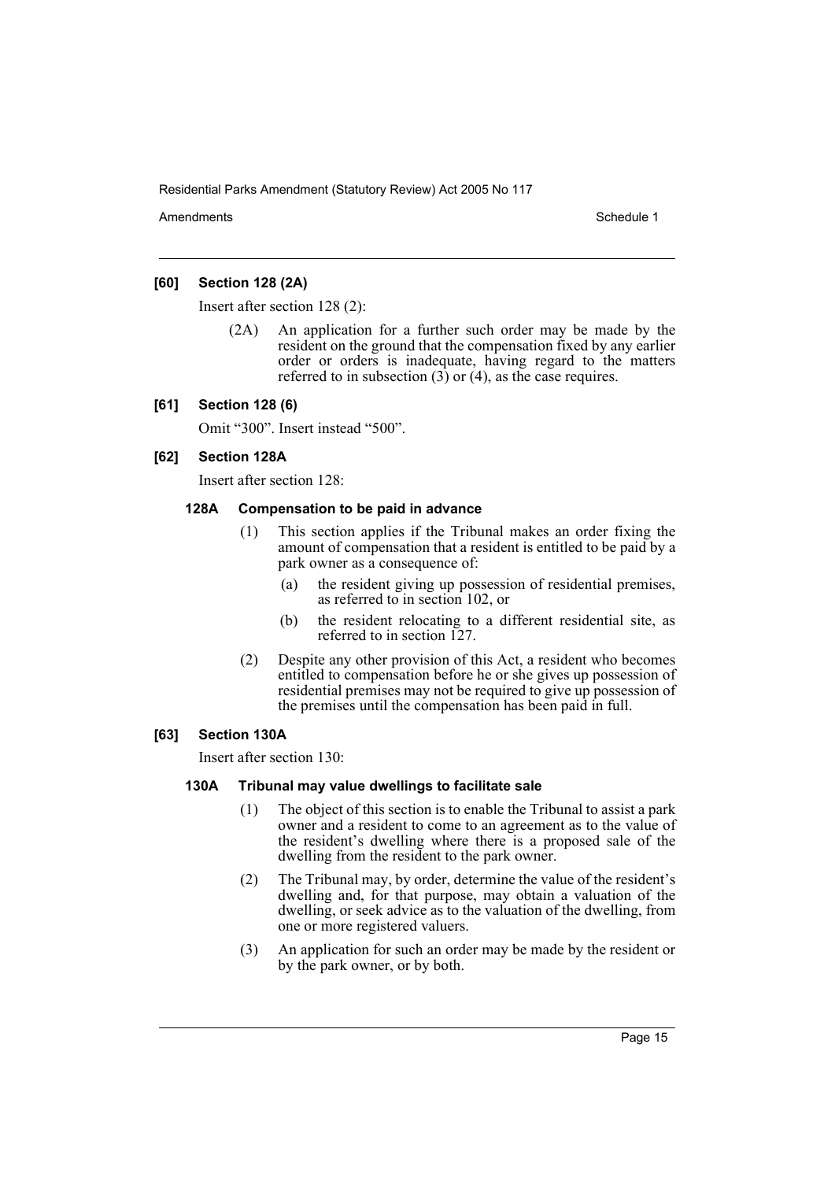**[60] Section 128 (2A)**

Insert after section 128 (2):

> (2A) An application for a further such order may be made by the resident on the ground that the compensation fixed by any earlier order or orders is inadequate, having regard to the matters referred to in subsection (3) or (4), as the case requires.

**[61] Section 128 (6)**

Omit "300". Insert instead "500".

**[62] Section 128A**

Insert after section 128:

> **128A Compensation to be paid in advance**
>
> (1) This section applies if the Tribunal makes an order fixing the amount of compensation that a resident is entitled to be paid by a park owner as a consequence of:
>
> (a) the resident giving up possession of residential premises, as referred to in section 102, or
>
> (b) the resident relocating to a different residential site, as referred to in section 127.
>
> (2) Despite any other provision of this Act, a resident who becomes entitled to compensation before he or she gives up possession of residential premises may not be required to give up possession of the premises until the compensation has been paid in full.

**[63] Section 130A**

Insert after section 130:

> **130A Tribunal may value dwellings to facilitate sale**
>
> (1) The object of this section is to enable the Tribunal to assist a park owner and a resident to come to an agreement as to the value of the resident's dwelling where there is a proposed sale of the dwelling from the resident to the park owner.
>
> (2) The Tribunal may, by order, determine the value of the resident's dwelling and, for that purpose, may obtain a valuation of the dwelling, or seek advice as to the valuation of the dwelling, from one or more registered valuers.
>
> (3) An application for such an order may be made by the resident or by the park owner, or by both.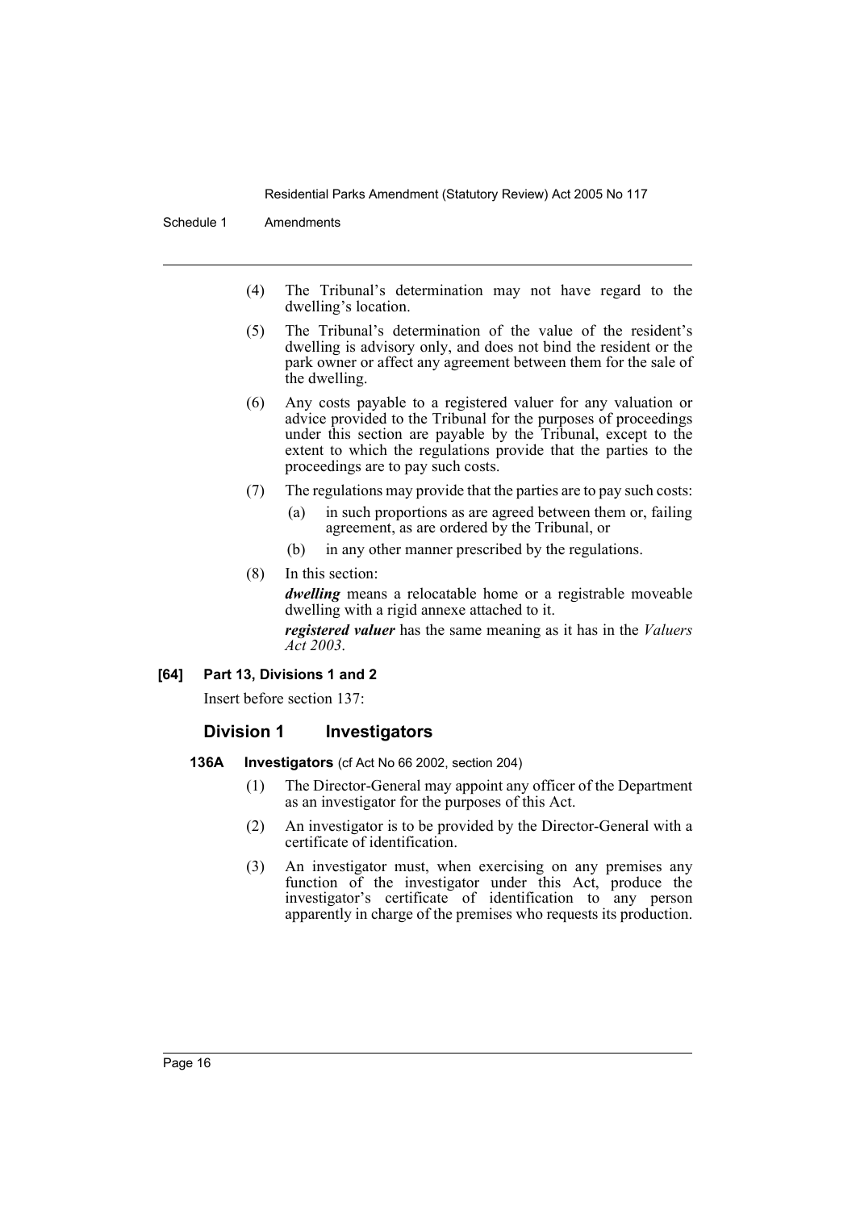(4) The Tribunal's determination may not have regard to the dwelling's location.

(5) The Tribunal's determination of the value of the resident's dwelling is advisory only, and does not bind the resident or the park owner or affect any agreement between them for the sale of the dwelling.

(6) Any costs payable to a registered valuer for any valuation or advice provided to the Tribunal for the purposes of proceedings under this section are payable by the Tribunal, except to the extent to which the regulations provide that the parties to the proceedings are to pay such costs.

(7) The regulations may provide that the parties are to pay such costs:

(a) in such proportions as are agreed between them or, failing agreement, as are ordered by the Tribunal, or

(b) in any other manner prescribed by the regulations.

(8) In this section:

***dwelling*** means a relocatable home or a registrable moveable dwelling with a rigid annexe attached to it.

***registered valuer*** has the same meaning as it has in the *Valuers Act 2003*.

**[64] Part 13, Divisions 1 and 2**

Insert before section 137:

## Division 1 Investigators

**136A Investigators** (cf Act No 66 2002, section 204)

(1) The Director-General may appoint any officer of the Department as an investigator for the purposes of this Act.

(2) An investigator is to be provided by the Director-General with a certificate of identification.

(3) An investigator must, when exercising on any premises any function of the investigator under this Act, produce the investigator's certificate of identification to any person apparently in charge of the premises who requests its production.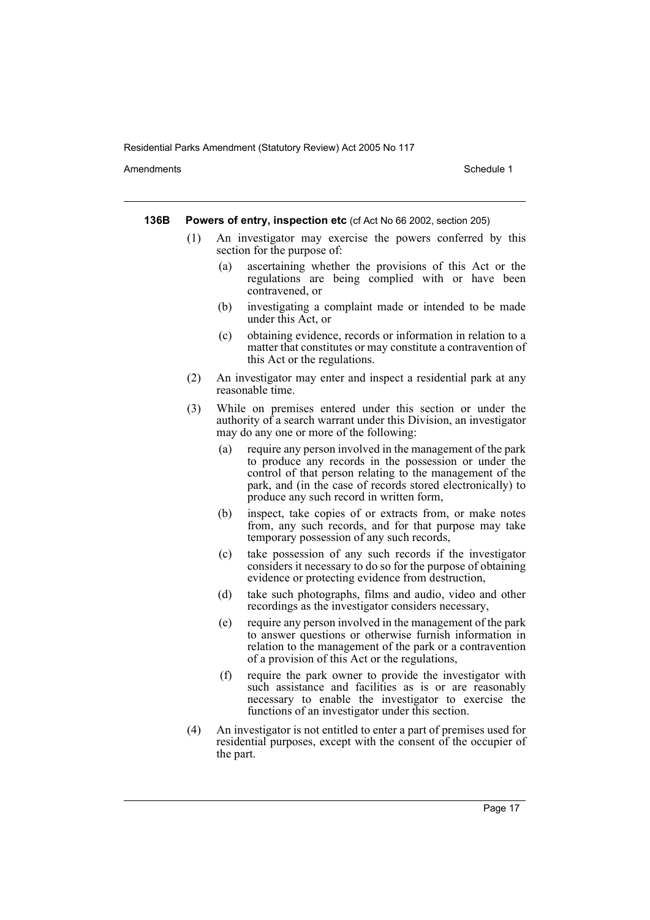#### 136B Powers of entry, inspection etc (cf Act No 66 2002, section 205)

(1) An investigator may exercise the powers conferred by this section for the purpose of:

(a) ascertaining whether the provisions of this Act or the regulations are being complied with or have been contravened, or

(b) investigating a complaint made or intended to be made under this Act, or

(c) obtaining evidence, records or information in relation to a matter that constitutes or may constitute a contravention of this Act or the regulations.

(2) An investigator may enter and inspect a residential park at any reasonable time.

(3) While on premises entered under this section or under the authority of a search warrant under this Division, an investigator may do any one or more of the following:

(a) require any person involved in the management of the park to produce any records in the possession or under the control of that person relating to the management of the park, and (in the case of records stored electronically) to produce any such record in written form,

(b) inspect, take copies of or extracts from, or make notes from, any such records, and for that purpose may take temporary possession of any such records,

(c) take possession of any such records if the investigator considers it necessary to do so for the purpose of obtaining evidence or protecting evidence from destruction,

(d) take such photographs, films and audio, video and other recordings as the investigator considers necessary,

(e) require any person involved in the management of the park to answer questions or otherwise furnish information in relation to the management of the park or a contravention of a provision of this Act or the regulations,

(f) require the park owner to provide the investigator with such assistance and facilities as is or are reasonably necessary to enable the investigator to exercise the functions of an investigator under this section.

(4) An investigator is not entitled to enter a part of premises used for residential purposes, except with the consent of the occupier of the part.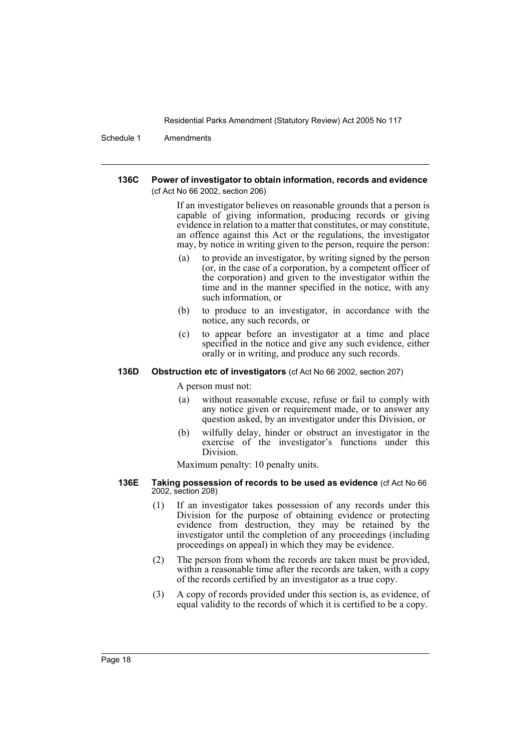#### 136C Power of investigator to obtain information, records and evidence (cf Act No 66 2002, section 206)

If an investigator believes on reasonable grounds that a person is capable of giving information, producing records or giving evidence in relation to a matter that constitutes, or may constitute, an offence against this Act or the regulations, the investigator may, by notice in writing given to the person, require the person:

- (a) to provide an investigator, by writing signed by the person (or, in the case of a corporation, by a competent officer of the corporation) and given to the investigator within the time and in the manner specified in the notice, with any such information, or
- (b) to produce to an investigator, in accordance with the notice, any such records, or
- (c) to appear before an investigator at a time and place specified in the notice and give any such evidence, either orally or in writing, and produce any such records.

#### 136D Obstruction etc of investigators (cf Act No 66 2002, section 207)

A person must not:

- (a) without reasonable excuse, refuse or fail to comply with any notice given or requirement made, or to answer any question asked, by an investigator under this Division, or
- (b) wilfully delay, hinder or obstruct an investigator in the exercise of the investigator's functions under this Division.

Maximum penalty: 10 penalty units.

#### 136E Taking possession of records to be used as evidence (cf Act No 66 2002, section 208)

- (1) If an investigator takes possession of any records under this Division for the purpose of obtaining evidence or protecting evidence from destruction, they may be retained by the investigator until the completion of any proceedings (including proceedings on appeal) in which they may be evidence.
- (2) The person from whom the records are taken must be provided, within a reasonable time after the records are taken, with a copy of the records certified by an investigator as a true copy.
- (3) A copy of records provided under this section is, as evidence, of equal validity to the records of which it is certified to be a copy.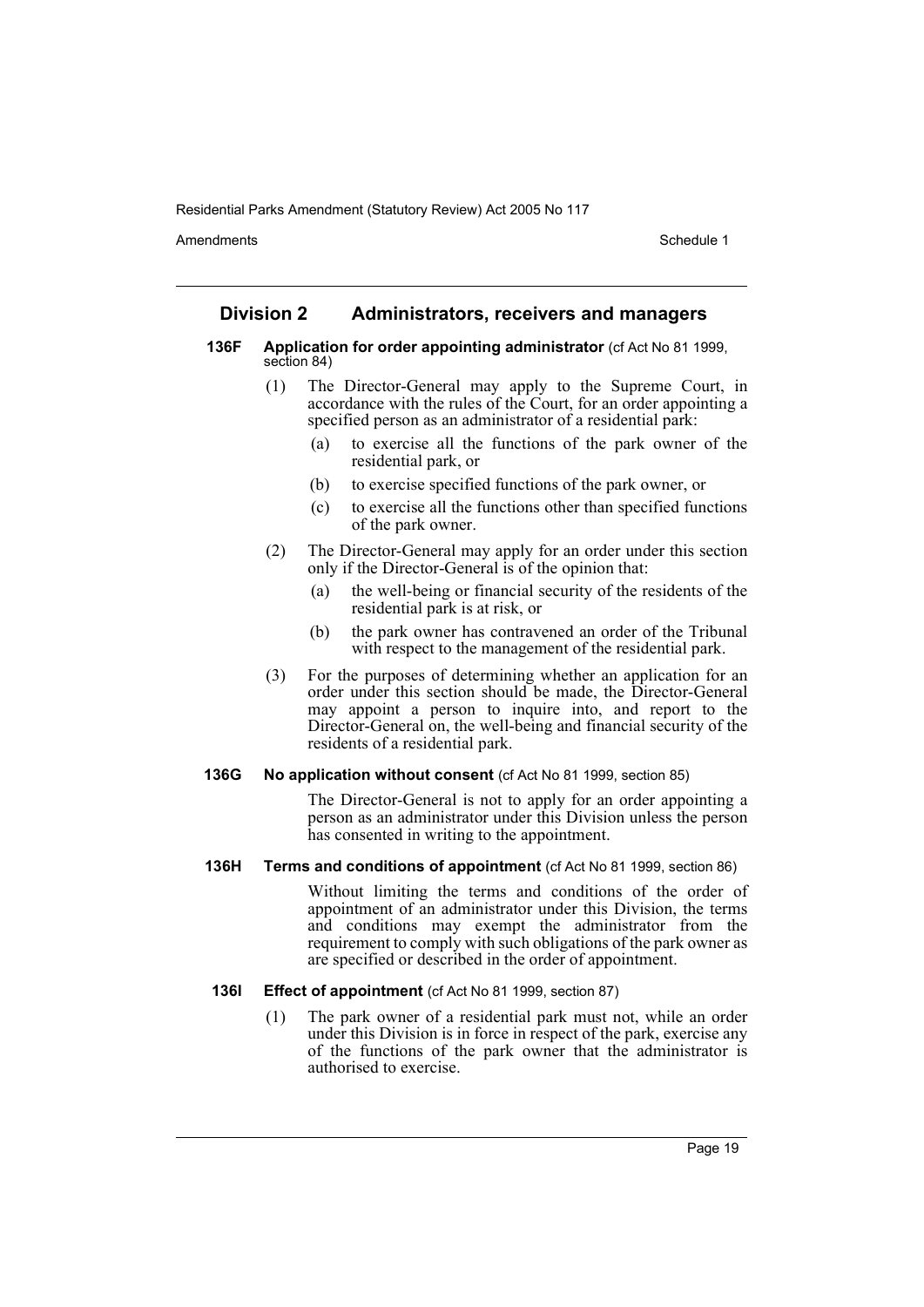## Division 2 Administrators, receivers and managers

**136F Application for order appointing administrator** (cf Act No 81 1999, section 84)

(1) The Director-General may apply to the Supreme Court, in accordance with the rules of the Court, for an order appointing a specified person as an administrator of a residential park:

(a) to exercise all the functions of the park owner of the residential park, or

(b) to exercise specified functions of the park owner, or

(c) to exercise all the functions other than specified functions of the park owner.

(2) The Director-General may apply for an order under this section only if the Director-General is of the opinion that:

(a) the well-being or financial security of the residents of the residential park is at risk, or

(b) the park owner has contravened an order of the Tribunal with respect to the management of the residential park.

(3) For the purposes of determining whether an application for an order under this section should be made, the Director-General may appoint a person to inquire into, and report to the Director-General on, the well-being and financial security of the residents of a residential park.

**136G No application without consent** (cf Act No 81 1999, section 85)

The Director-General is not to apply for an order appointing a person as an administrator under this Division unless the person has consented in writing to the appointment.

**136H Terms and conditions of appointment** (cf Act No 81 1999, section 86)

Without limiting the terms and conditions of the order of appointment of an administrator under this Division, the terms and conditions may exempt the administrator from the requirement to comply with such obligations of the park owner as are specified or described in the order of appointment.

**136I Effect of appointment** (cf Act No 81 1999, section 87)

(1) The park owner of a residential park must not, while an order under this Division is in force in respect of the park, exercise any of the functions of the park owner that the administrator is authorised to exercise.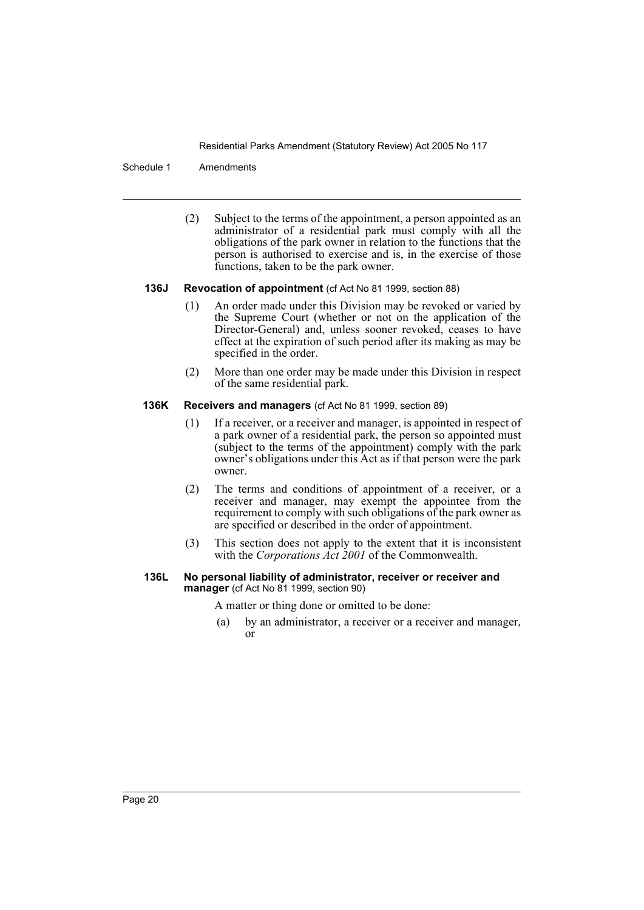(2) Subject to the terms of the appointment, a person appointed as an administrator of a residential park must comply with all the obligations of the park owner in relation to the functions that the person is authorised to exercise and is, in the exercise of those functions, taken to be the park owner.

### 136J Revocation of appointment (cf Act No 81 1999, section 88)

(1) An order made under this Division may be revoked or varied by the Supreme Court (whether or not on the application of the Director-General) and, unless sooner revoked, ceases to have effect at the expiration of such period after its making as may be specified in the order.

(2) More than one order may be made under this Division in respect of the same residential park.

### 136K Receivers and managers (cf Act No 81 1999, section 89)

(1) If a receiver, or a receiver and manager, is appointed in respect of a park owner of a residential park, the person so appointed must (subject to the terms of the appointment) comply with the park owner's obligations under this Act as if that person were the park owner.

(2) The terms and conditions of appointment of a receiver, or a receiver and manager, may exempt the appointee from the requirement to comply with such obligations of the park owner as are specified or described in the order of appointment.

(3) This section does not apply to the extent that it is inconsistent with the *Corporations Act 2001* of the Commonwealth.

### 136L No personal liability of administrator, receiver or receiver and manager (cf Act No 81 1999, section 90)

A matter or thing done or omitted to be done:

(a) by an administrator, a receiver or a receiver and manager, or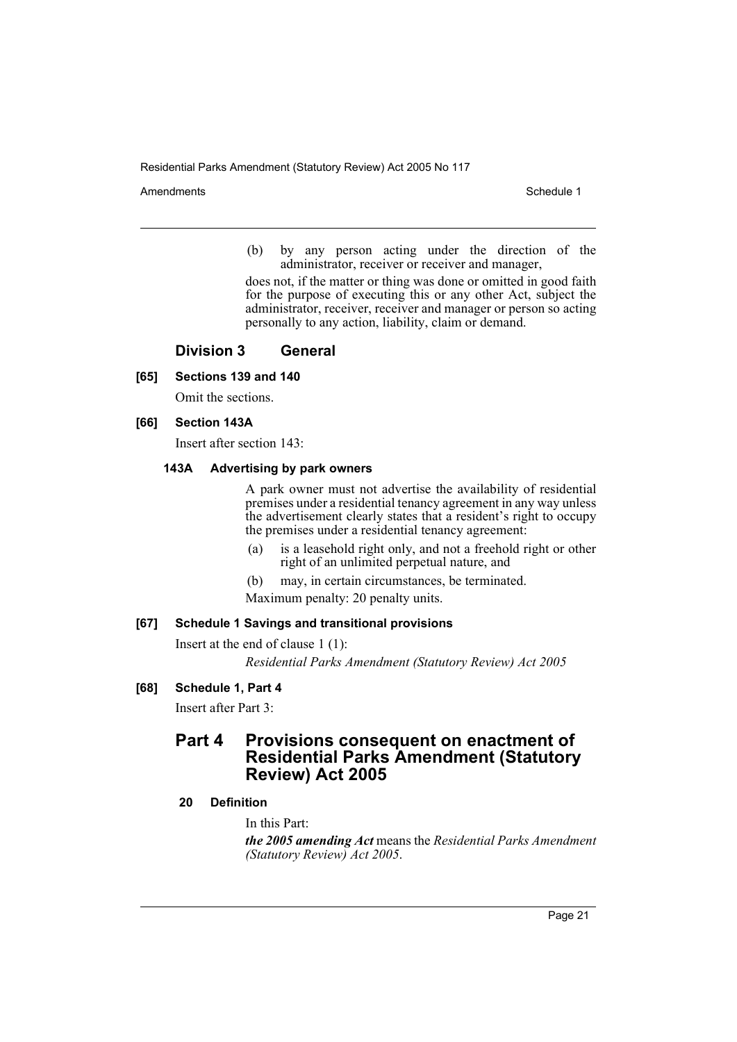(b) by any person acting under the direction of the administrator, receiver or receiver and manager,

does not, if the matter or thing was done or omitted in good faith for the purpose of executing this or any other Act, subject the administrator, receiver, receiver and manager or person so acting personally to any action, liability, claim or demand.

## Division 3 General

**[65] Sections 139 and 140**

Omit the sections.

**[66] Section 143A**

Insert after section 143:

**143A Advertising by park owners**

A park owner must not advertise the availability of residential premises under a residential tenancy agreement in any way unless the advertisement clearly states that a resident's right to occupy the premises under a residential tenancy agreement:

(a) is a leasehold right only, and not a freehold right or other right of an unlimited perpetual nature, and

(b) may, in certain circumstances, be terminated.

Maximum penalty: 20 penalty units.

**[67] Schedule 1 Savings and transitional provisions**

Insert at the end of clause 1 (1):

*Residential Parks Amendment (Statutory Review) Act 2005*

**[68] Schedule 1, Part 4**

Insert after Part 3:

## Part 4 Provisions consequent on enactment of Residential Parks Amendment (Statutory Review) Act 2005

**20 Definition**

In this Part:

***the 2005 amending Act*** means the *Residential Parks Amendment (Statutory Review) Act 2005*.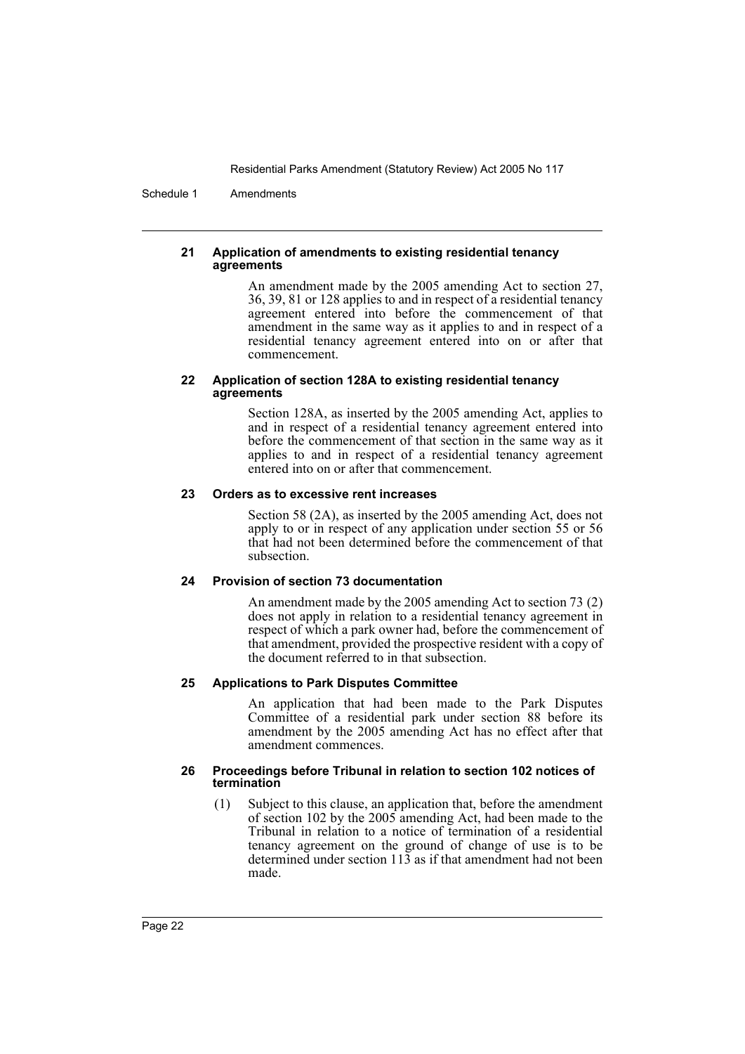**21 Application of amendments to existing residential tenancy agreements**

An amendment made by the 2005 amending Act to section 27, 36, 39, 81 or 128 applies to and in respect of a residential tenancy agreement entered into before the commencement of that amendment in the same way as it applies to and in respect of a residential tenancy agreement entered into on or after that commencement.

**22 Application of section 128A to existing residential tenancy agreements**

Section 128A, as inserted by the 2005 amending Act, applies to and in respect of a residential tenancy agreement entered into before the commencement of that section in the same way as it applies to and in respect of a residential tenancy agreement entered into on or after that commencement.

**23 Orders as to excessive rent increases**

Section 58 (2A), as inserted by the 2005 amending Act, does not apply to or in respect of any application under section 55 or 56 that had not been determined before the commencement of that subsection.

**24 Provision of section 73 documentation**

An amendment made by the 2005 amending Act to section 73 (2) does not apply in relation to a residential tenancy agreement in respect of which a park owner had, before the commencement of that amendment, provided the prospective resident with a copy of the document referred to in that subsection.

**25 Applications to Park Disputes Committee**

An application that had been made to the Park Disputes Committee of a residential park under section 88 before its amendment by the 2005 amending Act has no effect after that amendment commences.

**26 Proceedings before Tribunal in relation to section 102 notices of termination**

(1) Subject to this clause, an application that, before the amendment of section 102 by the 2005 amending Act, had been made to the Tribunal in relation to a notice of termination of a residential tenancy agreement on the ground of change of use is to be determined under section 113 as if that amendment had not been made.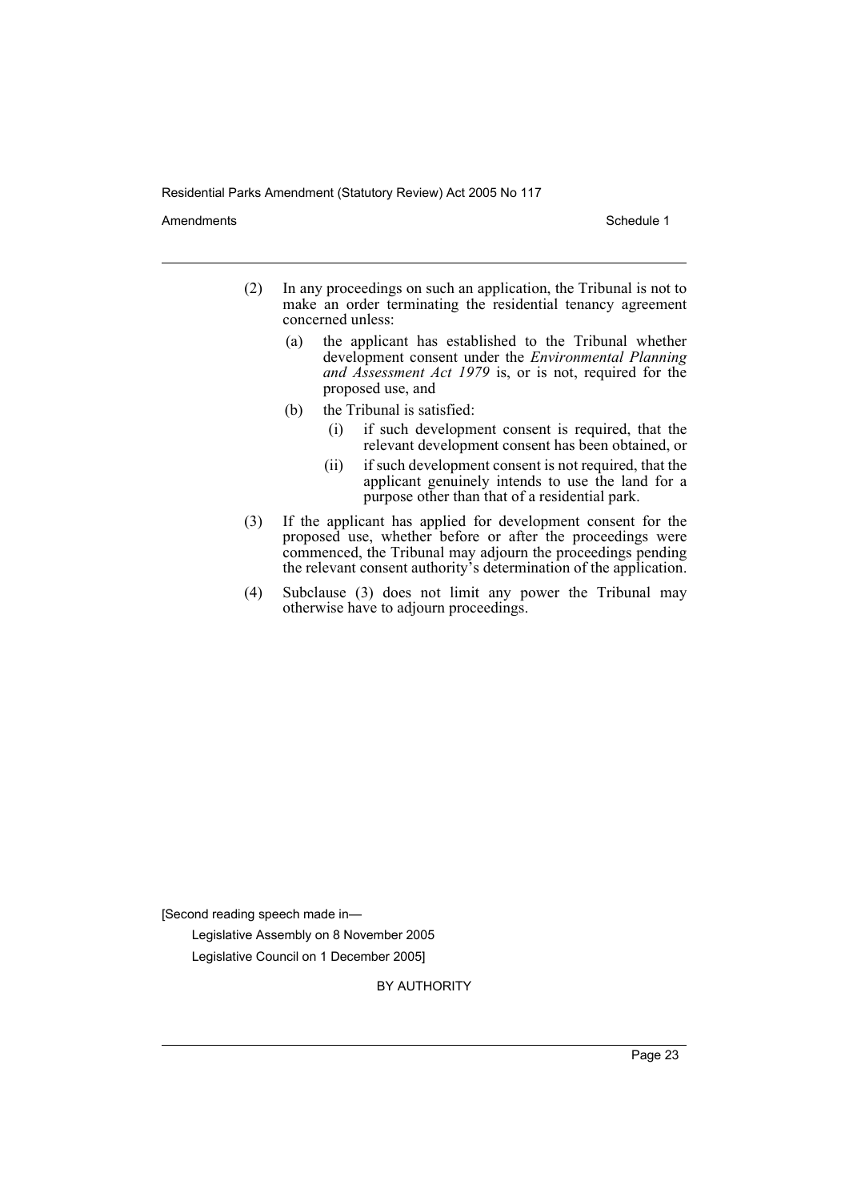(2) In any proceedings on such an application, the Tribunal is not to make an order terminating the residential tenancy agreement concerned unless:

   (a) the applicant has established to the Tribunal whether development consent under the *Environmental Planning and Assessment Act 1979* is, or is not, required for the proposed use, and

   (b) the Tribunal is satisfied:

      (i) if such development consent is required, that the relevant development consent has been obtained, or

      (ii) if such development consent is not required, that the applicant genuinely intends to use the land for a purpose other than that of a residential park.

(3) If the applicant has applied for development consent for the proposed use, whether before or after the proceedings were commenced, the Tribunal may adjourn the proceedings pending the relevant consent authority's determination of the application.

(4) Subclause (3) does not limit any power the Tribunal may otherwise have to adjourn proceedings.

[Second reading speech made in—

Legislative Assembly on 8 November 2005

Legislative Council on 1 December 2005]

BY AUTHORITY